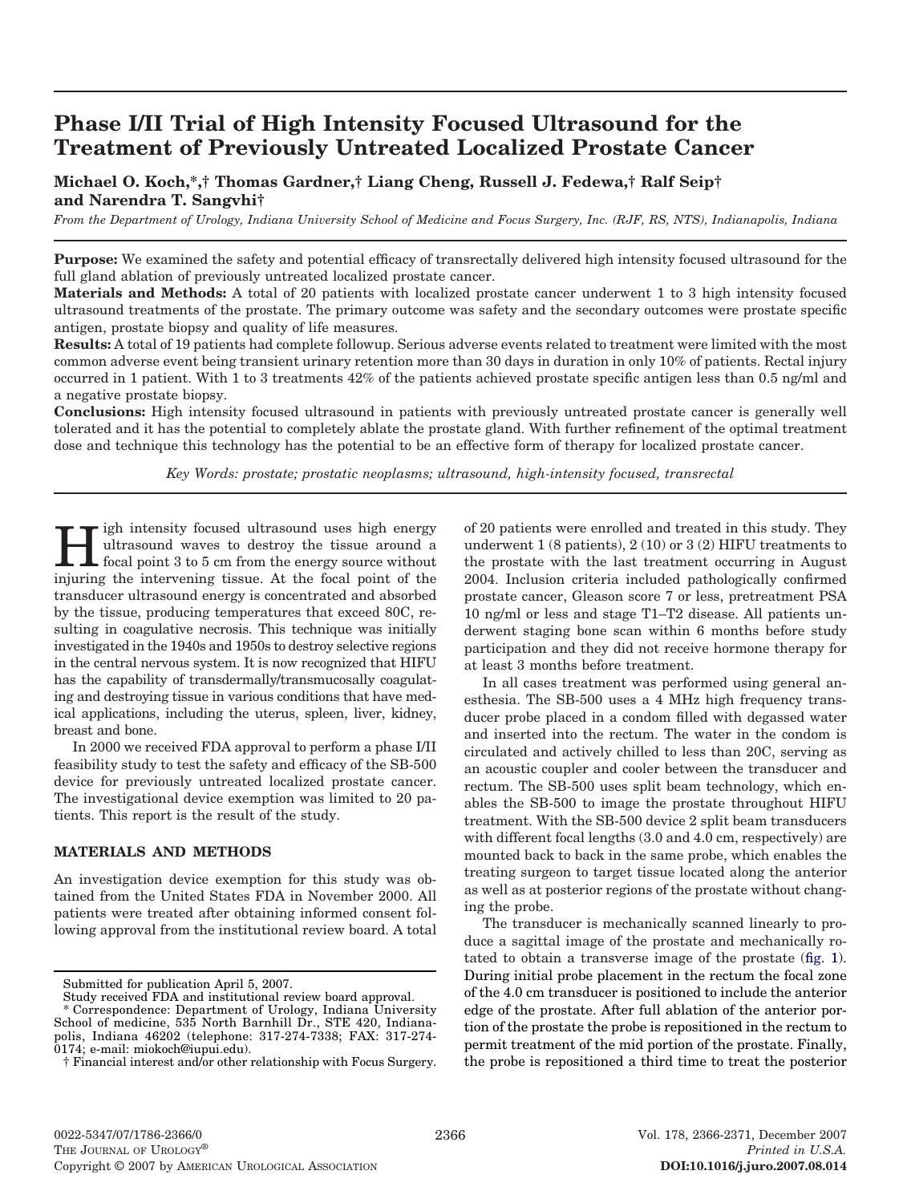# Phase I/II Trial of High Intensity Focused Ultrasound for the Treatment of Previously Untreated Localized Prostate Cancer

**Michael O. Koch,*,† Thomas Gardner,† Liang Cheng, Russell J. Fedewa,† Ralf Seip† and Narendra T. Sangvhi†**

*From the Department of Urology, Indiana University School of Medicine and Focus Surgery, Inc. (RJF, RS, NTS), Indianapolis, Indiana*

**Purpose:** We examined the safety and potential efficacy of transrectally delivered high intensity focused ultrasound for the full gland ablation of previously untreated localized prostate cancer.

**Materials and Methods:** A total of 20 patients with localized prostate cancer underwent 1 to 3 high intensity focused ultrasound treatments of the prostate. The primary outcome was safety and the secondary outcomes were prostate specific antigen, prostate biopsy and quality of life measures.

**Results:** A total of 19 patients had complete followup. Serious adverse events related to treatment were limited with the most common adverse event being transient urinary retention more than 30 days in duration in only 10% of patients. Rectal injury occurred in 1 patient. With 1 to 3 treatments 42% of the patients achieved prostate specific antigen less than 0.5 ng/ml and a negative prostate biopsy.

**Conclusions:** High intensity focused ultrasound in patients with previously untreated prostate cancer is generally well tolerated and it has the potential to completely ablate the prostate gland. With further refinement of the optimal treatment dose and technique this technology has the potential to be an effective form of therapy for localized prostate cancer.

*Key Words: prostate; prostatic neoplasms; ultrasound, high-intensity focused, transrectal*

High intensity focused ultrasound uses high energy ultrasound waves to destroy the tissue around a focal point 3 to 5 cm from the energy source without injuring the intervening tissue. At the focal point of the transducer ultrasound energy is concentrated and absorbed by the tissue, producing temperatures that exceed 80C, resulting in coagulative necrosis. This technique was initially investigated in the 1940s and 1950s to destroy selective regions in the central nervous system. It is now recognized that HIFU has the capability of transdermally/transmucosally coagulating and destroying tissue in various conditions that have medical applications, including the uterus, spleen, liver, kidney, breast and bone.

In 2000 we received FDA approval to perform a phase I/II feasibility study to test the safety and efficacy of the SB-500 device for previously untreated localized prostate cancer. The investigational device exemption was limited to 20 patients. This report is the result of the study.

## MATERIALS AND METHODS

An investigation device exemption for this study was obtained from the United States FDA in November 2000. All patients were treated after obtaining informed consent following approval from the institutional review board. A total of 20 patients were enrolled and treated in this study. They underwent 1 (8 patients), 2 (10) or 3 (2) HIFU treatments to the prostate with the last treatment occurring in August 2004. Inclusion criteria included pathologically confirmed prostate cancer, Gleason score 7 or less, pretreatment PSA 10 ng/ml or less and stage T1–T2 disease. All patients underwent staging bone scan within 6 months before study participation and they did not receive hormone therapy for at least 3 months before treatment.

In all cases treatment was performed using general anesthesia. The SB-500 uses a 4 MHz high frequency transducer probe placed in a condom filled with degassed water and inserted into the rectum. The water in the condom is circulated and actively chilled to less than 20C, serving as an acoustic coupler and cooler between the transducer and rectum. The SB-500 uses split beam technology, which enables the SB-500 to image the prostate throughout HIFU treatment. With the SB-500 device 2 split beam transducers with different focal lengths (3.0 and 4.0 cm, respectively) are mounted back to back in the same probe, which enables the treating surgeon to target tissue located along the anterior as well as at posterior regions of the prostate without changing the probe.

The transducer is mechanically scanned linearly to produce a sagittal image of the prostate and mechanically rotated to obtain a transverse image of the prostate (fig. 1). During initial probe placement in the rectum the focal zone of the 4.0 cm transducer is positioned to include the anterior edge of the prostate. After full ablation of the anterior portion of the prostate the probe is repositioned in the rectum to permit treatment of the mid portion of the prostate. Finally, the probe is repositioned a third time to treat the posterior

Submitted for publication April 5, 2007.

Study received FDA and institutional review board approval.

* Correspondence: Department of Urology, Indiana University School of medicine, 535 North Barnhill Dr., STE 420, Indianapolis, Indiana 46202 (telephone: 317-274-7338; FAX: 317-274-0174; e-mail: miokoch@iupui.edu).

† Financial interest and/or other relationship with Focus Surgery.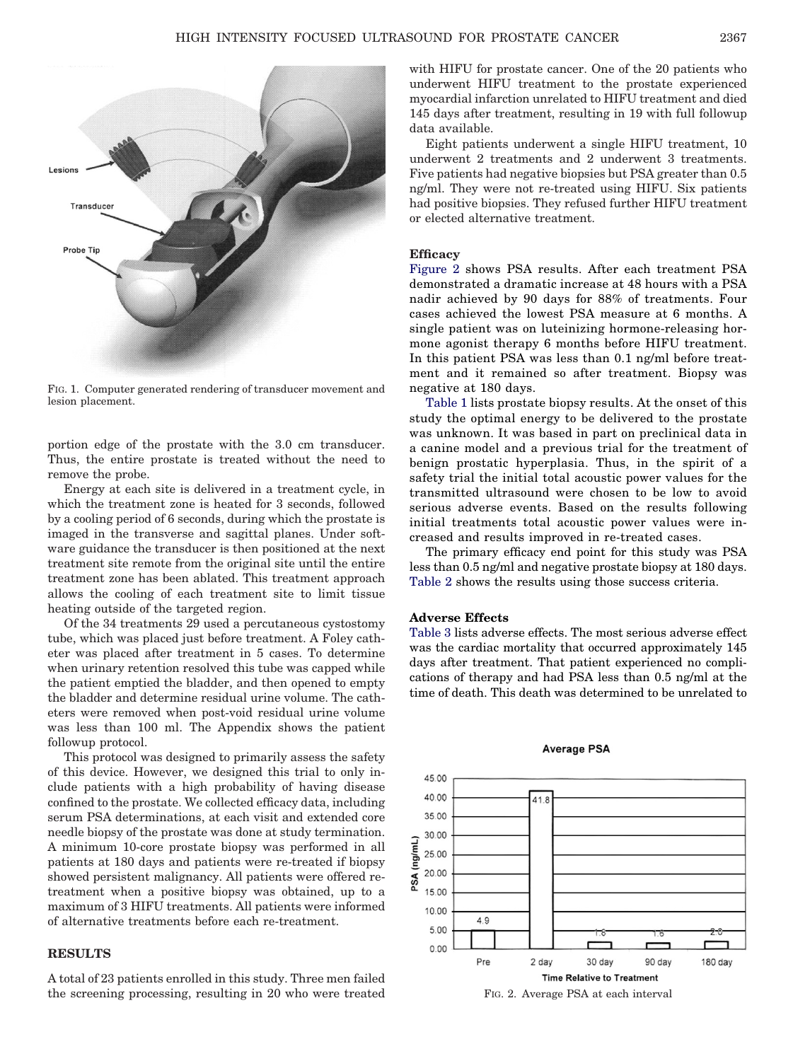FIG. 1. Computer generated rendering of transducer movement and lesion placement.

portion edge of the prostate with the 3.0 cm transducer. Thus, the entire prostate is treated without the need to remove the probe.

Energy at each site is delivered in a treatment cycle, in which the treatment zone is heated for 3 seconds, followed by a cooling period of 6 seconds, during which the prostate is imaged in the transverse and sagittal planes. Under software guidance the transducer is then positioned at the next treatment site remote from the original site until the entire treatment zone has been ablated. This treatment approach allows the cooling of each treatment site to limit tissue heating outside of the targeted region.

Of the 34 treatments 29 used a percutaneous cystostomy tube, which was placed just before treatment. A Foley catheter was placed after treatment in 5 cases. To determine when urinary retention resolved this tube was capped while the patient emptied the bladder, and then opened to empty the bladder and determine residual urine volume. The catheters were removed when post-void residual urine volume was less than 100 ml. The Appendix shows the patient followup protocol.

This protocol was designed to primarily assess the safety of this device. However, we designed this trial to only include patients with a high probability of having disease confined to the prostate. We collected efficacy data, including serum PSA determinations, at each visit and extended core needle biopsy of the prostate was done at study termination. A minimum 10-core prostate biopsy was performed in all patients at 180 days and patients were re-treated if biopsy showed persistent malignancy. All patients were offered retreatment when a positive biopsy was obtained, up to a maximum of 3 HIFU treatments. All patients were informed of alternative treatments before each re-treatment.

## RESULTS

A total of 23 patients enrolled in this study. Three men failed the screening processing, resulting in 20 who were treated with HIFU for prostate cancer. One of the 20 patients who underwent HIFU treatment to the prostate experienced myocardial infarction unrelated to HIFU treatment and died 145 days after treatment, resulting in 19 with full followup data available.

Eight patients underwent a single HIFU treatment, 10 underwent 2 treatments and 2 underwent 3 treatments. Five patients had negative biopsies but PSA greater than 0.5 ng/ml. They were not re-treated using HIFU. Six patients had positive biopsies. They refused further HIFU treatment or elected alternative treatment.

### Efficacy

Figure 2 shows PSA results. After each treatment PSA demonstrated a dramatic increase at 48 hours with a PSA nadir achieved by 90 days for 88% of treatments. Four cases achieved the lowest PSA measure at 6 months. A single patient was on luteinizing hormone-releasing hormone agonist therapy 6 months before HIFU treatment. In this patient PSA was less than 0.1 ng/ml before treatment and it remained so after treatment. Biopsy was negative at 180 days.

Table 1 lists prostate biopsy results. At the onset of this study the optimal energy to be delivered to the prostate was unknown. It was based in part on preclinical data in a canine model and a previous trial for the treatment of benign prostatic hyperplasia. Thus, in the spirit of a safety trial the initial total acoustic power values for the transmitted ultrasound were chosen to be low to avoid serious adverse events. Based on the results following initial treatments total acoustic power values were increased and results improved in re-treated cases.

The primary efficacy end point for this study was PSA less than 0.5 ng/ml and negative prostate biopsy at 180 days. Table 2 shows the results using those success criteria.

### Adverse Effects

Table 3 lists adverse effects. The most serious adverse effect was the cardiac mortality that occurred approximately 145 days after treatment. That patient experienced no complications of therapy and had PSA less than 0.5 ng/ml at the time of death. This death was determined to be unrelated to

FIG. 2. Average PSA at each interval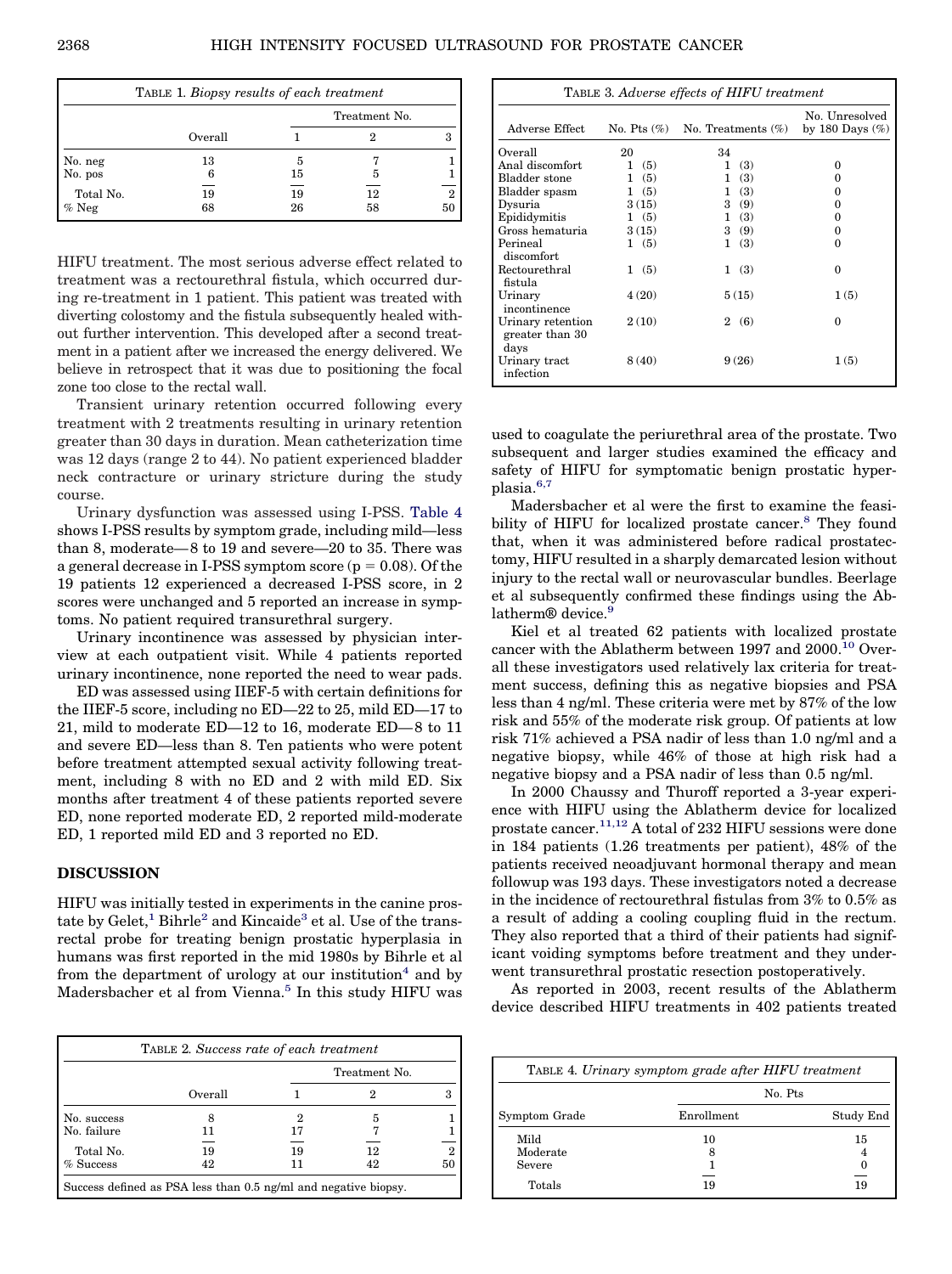**TABLE 1.** *Biopsy results of each treatment*

| | Overall | Treatment No. | | |
|---|---|---|---|---|
| | | 1 | 2 | 3 |
| No. neg | 13 | 5 | 7 | 1 |
| No. pos | 6 | 15 | 5 | 1 |
| Total No. | 19 | 19 | 12 | 2 |
| % Neg | 68 | 26 | 58 | 50 |

HIFU treatment. The most serious adverse effect related to treatment was a rectourethral fistula, which occurred during re-treatment in 1 patient. This patient was treated with diverting colostomy and the fistula subsequently healed without further intervention. This developed after a second treatment in a patient after we increased the energy delivered. We believe in retrospect that it was due to positioning the focal zone too close to the rectal wall.

Transient urinary retention occurred following every treatment with 2 treatments resulting in urinary retention greater than 30 days in duration. Mean catheterization time was 12 days (range 2 to 44). No patient experienced bladder neck contracture or urinary stricture during the study course.

Urinary dysfunction was assessed using I-PSS. Table 4 shows I-PSS results by symptom grade, including mild—less than 8, moderate—8 to 19 and severe—20 to 35. There was a general decrease in I-PSS symptom score ($p = 0.08$). Of the 19 patients 12 experienced a decreased I-PSS score, in 2 scores were unchanged and 5 reported an increase in symptoms. No patient required transurethral surgery.

Urinary incontinence was assessed by physician interview at each outpatient visit. While 4 patients reported urinary incontinence, none reported the need to wear pads.

ED was assessed using IIEF-5 with certain definitions for the IIEF-5 score, including no ED—22 to 25, mild ED—17 to 21, mild to moderate ED—12 to 16, moderate ED—8 to 11 and severe ED—less than 8. Ten patients who were potent before treatment attempted sexual activity following treatment, including 8 with no ED and 2 with mild ED. Six months after treatment 4 of these patients reported severe ED, none reported moderate ED, 2 reported mild-moderate ED, 1 reported mild ED and 3 reported no ED.

## DISCUSSION

HIFU was initially tested in experiments in the canine prostate by Gelet,[1] Bihrle[2] and Kincaide[3] et al. Use of the transrectal probe for treating benign prostatic hyperplasia in humans was first reported in the mid 1980s by Bihrle et al from the department of urology at our institution[4] and by Madersbacher et al from Vienna.[5] In this study HIFU was used to coagulate the periurethral area of the prostate. Two subsequent and larger studies examined the efficacy and safety of HIFU for symptomatic benign prostatic hyperplasia.[6,7]

**TABLE 2.** *Success rate of each treatment*

| | Overall | Treatment No. | | |
|---|---|---|---|---|
| | | 1 | 2 | 3 |
| No. success | 8 | 2 | 5 | 1 |
| No. failure | 11 | 17 | 7 | 1 |
| Total No. | 19 | 19 | 12 | 2 |
| % Success | 42 | 11 | 42 | 50 |

Success defined as PSA less than 0.5 ng/ml and negative biopsy.

**TABLE 3.** *Adverse effects of HIFU treatment*

| Adverse Effect | No. Pts (%) | No. Treatments (%) | No. Unresolved by 180 Days (%) |
|---|---|---|---|
| Overall | 20 | 34 | |
| Anal discomfort | 1 (5) | 1 (3) | 0 |
| Bladder stone | 1 (5) | 1 (3) | 0 |
| Bladder spasm | 1 (5) | 1 (3) | 0 |
| Dysuria | 3 (15) | 3 (9) | 0 |
| Epididymitis | 1 (5) | 1 (3) | 0 |
| Gross hematuria | 3 (15) | 3 (9) | 0 |
| Perineal discomfort | 1 (5) | 1 (3) | 0 |
| Rectourethral fistula | 1 (5) | 1 (3) | 0 |
| Urinary incontinence | 4 (20) | 5 (15) | 1 (5) |
| Urinary retention greater than 30 days | 2 (10) | 2 (6) | 0 |
| Urinary tract infection | 8 (40) | 9 (26) | 1 (5) |

Madersbacher et al were the first to examine the feasibility of HIFU for localized prostate cancer.[8] They found that, when it was administered before radical prostatectomy, HIFU resulted in a sharply demarcated lesion without injury to the rectal wall or neurovascular bundles. Beerlage et al subsequently confirmed these findings using the Ablatherm® device.[9]

Kiel et al treated 62 patients with localized prostate cancer with the Ablatherm between 1997 and 2000.[10] Overall these investigators used relatively lax criteria for treatment success, defining this as negative biopsies and PSA less than 4 ng/ml. These criteria were met by 87% of the low risk and 55% of the moderate risk group. Of patients at low risk 71% achieved a PSA nadir of less than 1.0 ng/ml and a negative biopsy, while 46% of those at high risk had a negative biopsy and a PSA nadir of less than 0.5 ng/ml.

In 2000 Chaussy and Thuroff reported a 3-year experience with HIFU using the Ablatherm device for localized prostate cancer.[11,12] A total of 232 HIFU sessions were done in 184 patients (1.26 treatments per patient), 48% of the patients received neoadjuvant hormonal therapy and mean followup was 193 days. These investigators noted a decrease in the incidence of rectourethral fistulas from 3% to 0.5% as a result of adding a cooling coupling fluid in the rectum. They also reported that a third of their patients had significant voiding symptoms before treatment and they underwent transurethral prostatic resection postoperatively.

As reported in 2003, recent results of the Ablatherm device described HIFU treatments in 402 patients treated

**TABLE 4.** *Urinary symptom grade after HIFU treatment*

| Symptom Grade | No. Pts | |
|---|---|---|
| | Enrollment | Study End |
| Mild | 10 | 15 |
| Moderate | 8 | 4 |
| Severe | 1 | 0 |
| Totals | 19 | 19 |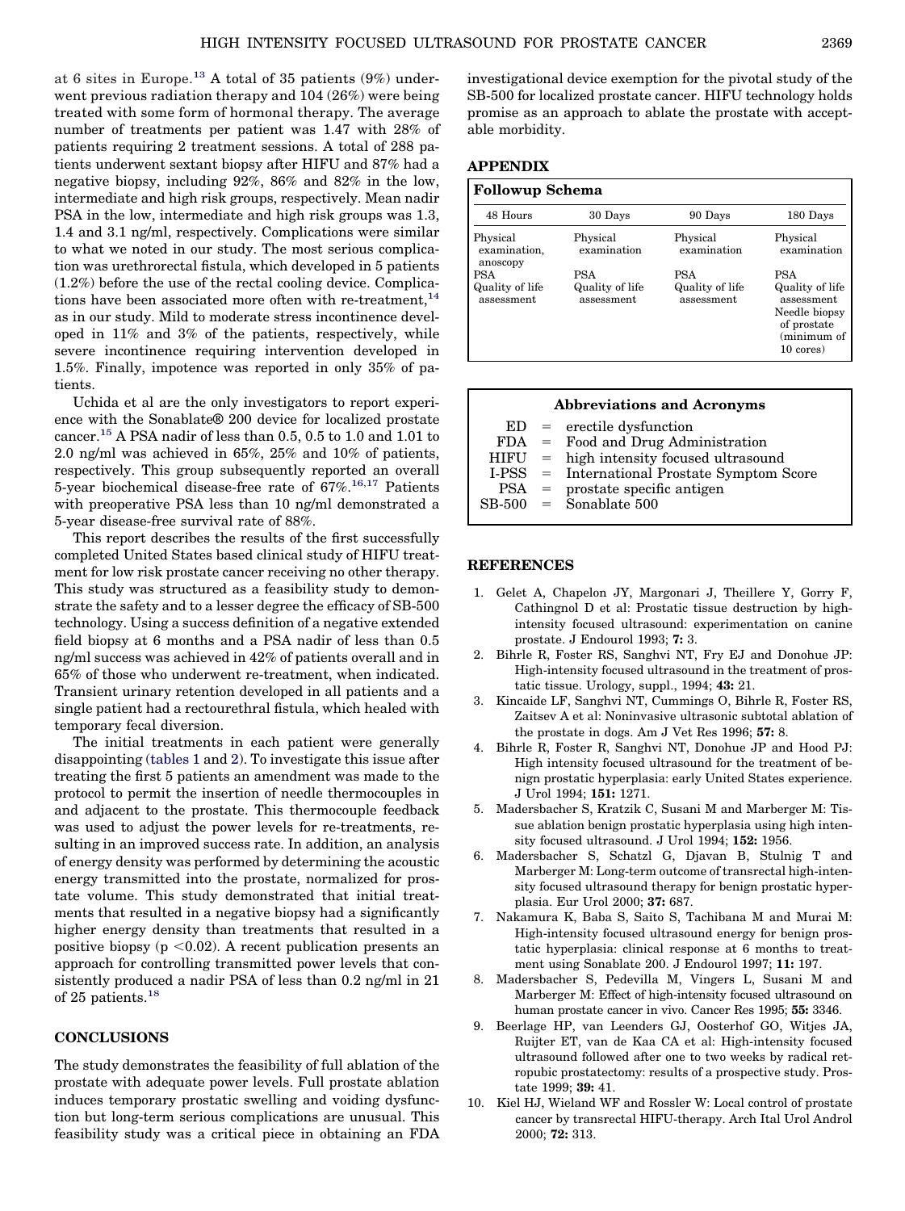at 6 sites in Europe.[13] A total of 35 patients (9%) underwent previous radiation therapy and 104 (26%) were being treated with some form of hormonal therapy. The average number of treatments per patient was 1.47 with 28% of patients requiring 2 treatment sessions. A total of 288 patients underwent sextant biopsy after HIFU and 87% had a negative biopsy, including 92%, 86% and 82% in the low, intermediate and high risk groups, respectively. Mean nadir PSA in the low, intermediate and high risk groups was 1.3, 1.4 and 3.1 ng/ml, respectively. Complications were similar to what we noted in our study. The most serious complication was urethrorectal fistula, which developed in 5 patients (1.2%) before the use of the rectal cooling device. Complications have been associated more often with re-treatment,[14] as in our study. Mild to moderate stress incontinence developed in 11% and 3% of the patients, respectively, while severe incontinence requiring intervention developed in 1.5%. Finally, impotence was reported in only 35% of patients.

Uchida et al are the only investigators to report experience with the Sonablate® 200 device for localized prostate cancer.[15] A PSA nadir of less than 0.5, 0.5 to 1.0 and 1.01 to 2.0 ng/ml was achieved in 65%, 25% and 10% of patients, respectively. This group subsequently reported an overall 5-year biochemical disease-free rate of 67%.[16,17] Patients with preoperative PSA less than 10 ng/ml demonstrated a 5-year disease-free survival rate of 88%.

This report describes the results of the first successfully completed United States based clinical study of HIFU treatment for low risk prostate cancer receiving no other therapy. This study was structured as a feasibility study to demonstrate the safety and to a lesser degree the efficacy of SB-500 technology. Using a success definition of a negative extended field biopsy at 6 months and a PSA nadir of less than 0.5 ng/ml success was achieved in 42% of patients overall and in 65% of those who underwent re-treatment, when indicated. Transient urinary retention developed in all patients and a single patient had a rectourethral fistula, which healed with temporary fecal diversion.

The initial treatments in each patient were generally disappointing (tables 1 and 2). To investigate this issue after treating the first 5 patients an amendment was made to the protocol to permit the insertion of needle thermocouples in and adjacent to the prostate. This thermocouple feedback was used to adjust the power levels for re-treatments, resulting in an improved success rate. In addition, an analysis of energy density was performed by determining the acoustic energy transmitted into the prostate, normalized for prostate volume. This study demonstrated that initial treatments that resulted in a negative biopsy had a significantly higher energy density than treatments that resulted in a positive biopsy ($p < 0.02$). A recent publication presents an approach for controlling transmitted power levels that consistently produced a nadir PSA of less than 0.2 ng/ml in 21 of 25 patients.[18]

## CONCLUSIONS

The study demonstrates the feasibility of full ablation of the prostate with adequate power levels. Full prostate ablation induces temporary prostatic swelling and voiding dysfunction but long-term serious complications are unusual. This feasibility study was a critical piece in obtaining an FDA investigational device exemption for the pivotal study of the SB-500 for localized prostate cancer. HIFU technology holds promise as an approach to ablate the prostate with acceptable morbidity.

## APPENDIX

**Followup Schema**

| 48 Hours | 30 Days | 90 Days | 180 Days |
|---|---|---|---|
| Physical examination, anoscopy | Physical examination | Physical examination | Physical examination |
| PSA<br>Quality of life assessment | PSA<br>Quality of life assessment | PSA<br>Quality of life assessment | PSA<br>Quality of life assessment<br>Needle biopsy of prostate (minimum of 10 cores) |

**Abbreviations and Acronyms**

- ED = erectile dysfunction
- FDA = Food and Drug Administration
- HIFU = high intensity focused ultrasound
- I-PSS = International Prostate Symptom Score
- PSA = prostate specific antigen
- SB-500 = Sonablate 500

## REFERENCES

1. Gelet A, Chapelon JY, Margonari J, Theillere Y, Gorry F, Cathingnol D et al: Prostatic tissue destruction by high-intensity focused ultrasound: experimentation on canine prostate. J Endourol 1993; **7:** 3.
2. Bihrle R, Foster RS, Sanghvi NT, Fry EJ and Donohue JP: High-intensity focused ultrasound in the treatment of prostatic tissue. Urology, suppl., 1994; **43:** 21.
3. Kincaide LF, Sanghvi NT, Cummings O, Bihrle R, Foster RS, Zaitsev A et al: Noninvasive ultrasonic subtotal ablation of the prostate in dogs. Am J Vet Res 1996; **57:** 8.
4. Bihrle R, Foster R, Sanghvi NT, Donohue JP and Hood PJ: High intensity focused ultrasound for the treatment of benign prostatic hyperplasia: early United States experience. J Urol 1994; **151:** 1271.
5. Madersbacher S, Kratzik C, Susani M and Marberger M: Tissue ablation benign prostatic hyperplasia using high intensity focused ultrasound. J Urol 1994; **152:** 1956.
6. Madersbacher S, Schatzl G, Djavan B, Stulnig T and Marberger M: Long-term outcome of transrectal high-intensity focused ultrasound therapy for benign prostatic hyperplasia. Eur Urol 2000; **37:** 687.
7. Nakamura K, Baba S, Saito S, Tachibana M and Murai M: High-intensity focused ultrasound energy for benign prostatic hyperplasia: clinical response at 6 months to treatment using Sonablate 200. J Endourol 1997; **11:** 197.
8. Madersbacher S, Pedevilla M, Vingers L, Susani M and Marberger M: Effect of high-intensity focused ultrasound on human prostate cancer in vivo. Cancer Res 1995; **55:** 3346.
9. Beerlage HP, van Leenders GJ, Oosterhof GO, Witjes JA, Ruijter ET, van de Kaa CA et al: High-intensity focused ultrasound followed after one to two weeks by radical retropubic prostatectomy: results of a prospective study. Prostate 1999; **39:** 41.
10. Kiel HJ, Wieland WF and Rossler W: Local control of prostate cancer by transrectal HIFU-therapy. Arch Ital Urol Androl 2000; **72:** 313.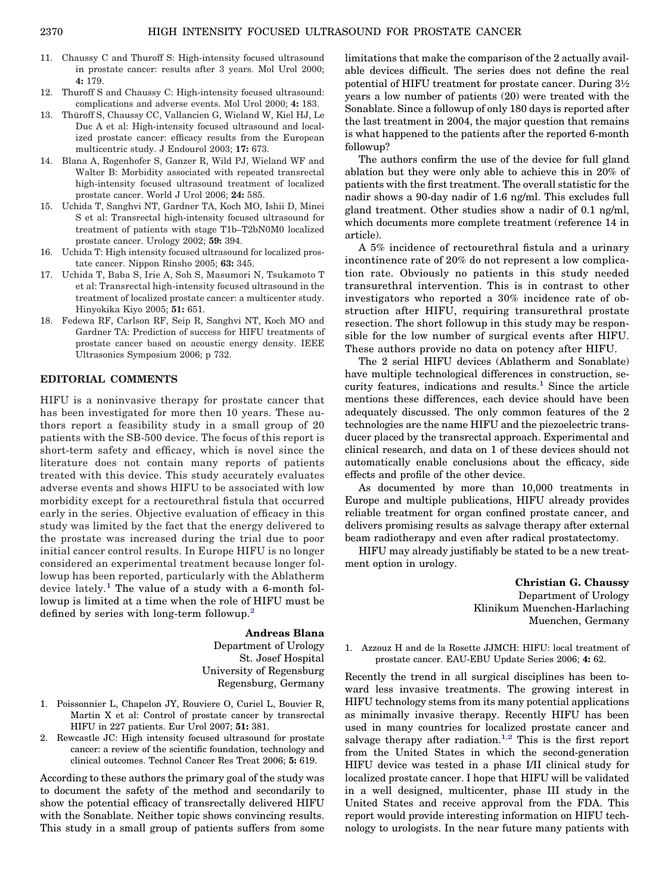11. Chaussy C and Thuroff S: High-intensity focused ultrasound in prostate cancer: results after 3 years. Mol Urol 2000; **4:** 179.
12. Thuroff S and Chaussy C: High-intensity focused ultrasound: complications and adverse events. Mol Urol 2000; **4:** 183.
13. Thüroff S, Chaussy CC, Vallancien G, Wieland W, Kiel HJ, Le Duc A et al: High-intensity focused ultrasound and localized prostate cancer: efficacy results from the European multicentric study. J Endourol 2003; **17:** 673.
14. Blana A, Rogenhofer S, Ganzer R, Wild PJ, Wieland WF and Walter B: Morbidity associated with repeated transrectal high-intensity focused ultrasound treatment of localized prostate cancer. World J Urol 2006; **24:** 585.
15. Uchida T, Sanghvi NT, Gardner TA, Koch MO, Ishii D, Minei S et al: Transrectal high-intensity focused ultrasound for treatment of patients with stage T1b–T2bN0M0 localized prostate cancer. Urology 2002; **59:** 394.
16. Uchida T: High intensity focused ultrasound for localized prostate cancer. Nippon Rinsho 2005; **63:** 345.
17. Uchida T, Baba S, Irie A, Soh S, Masumori N, Tsukamoto T et al: Transrectal high-intensity focused ultrasound in the treatment of localized prostate cancer: a multicenter study. Hinyokika Kiyo 2005; **51:** 651.
18. Fedewa RF, Carlson RF, Seip R, Sanghvi NT, Koch MO and Gardner TA: Prediction of success for HIFU treatments of prostate cancer based on acoustic energy density. IEEE Ultrasonics Symposium 2006; p 732.

## EDITORIAL COMMENTS

HIFU is a noninvasive therapy for prostate cancer that has been investigated for more then 10 years. These authors report a feasibility study in a small group of 20 patients with the SB-500 device. The focus of this report is short-term safety and efficacy, which is novel since the literature does not contain many reports of patients treated with this device. This study accurately evaluates adverse events and shows HIFU to be associated with low morbidity except for a rectourethral fistula that occurred early in the series. Objective evaluation of efficacy in this study was limited by the fact that the energy delivered to the prostate was increased during the trial due to poor initial cancer control results. In Europe HIFU is no longer considered an experimental treatment because longer followup has been reported, particularly with the Ablatherm device lately.[1] The value of a study with a 6-month followup is limited at a time when the role of HIFU must be defined by series with long-term followup.[2]

**Andreas Blana**
Department of Urology
St. Josef Hospital
University of Regensburg
Regensburg, Germany

1. Poissonnier L, Chapelon JY, Rouviere O, Curiel L, Bouvier R, Martin X et al: Control of prostate cancer by transrectal HIFU in 227 patients. Eur Urol 2007; **51:** 381.
2. Rewcastle JC: High intensity focused ultrasound for prostate cancer: a review of the scientific foundation, technology and clinical outcomes. Technol Cancer Res Treat 2006; **5:** 619.

According to these authors the primary goal of the study was to document the safety of the method and secondarily to show the potential efficacy of transrectally delivered HIFU with the Sonablate. Neither topic shows convincing results. This study in a small group of patients suffers from some limitations that make the comparison of the 2 actually available devices difficult. The series does not define the real potential of HIFU treatment for prostate cancer. During 3½ years a low number of patients (20) were treated with the Sonablate. Since a followup of only 180 days is reported after the last treatment in 2004, the major question that remains is what happened to the patients after the reported 6-month followup?

The authors confirm the use of the device for full gland ablation but they were only able to achieve this in 20% of patients with the first treatment. The overall statistic for the nadir shows a 90-day nadir of 1.6 ng/ml. This excludes full gland treatment. Other studies show a nadir of 0.1 ng/ml, which documents more complete treatment (reference 14 in article).

A 5% incidence of rectourethral fistula and a urinary incontinence rate of 20% do not represent a low complication rate. Obviously no patients in this study needed transurethral intervention. This is in contrast to other investigators who reported a 30% incidence rate of obstruction after HIFU, requiring transurethral prostate resection. The short followup in this study may be responsible for the low number of surgical events after HIFU. These authors provide no data on potency after HIFU.

The 2 serial HIFU devices (Ablatherm and Sonablate) have multiple technological differences in construction, security features, indications and results.[1] Since the article mentions these differences, each device should have been adequately discussed. The only common features of the 2 technologies are the name HIFU and the piezoelectric transducer placed by the transrectal approach. Experimental and clinical research, and data on 1 of these devices should not automatically enable conclusions about the efficacy, side effects and profile of the other device.

As documented by more than 10,000 treatments in Europe and multiple publications, HIFU already provides reliable treatment for organ confined prostate cancer, and delivers promising results as salvage therapy after external beam radiotherapy and even after radical prostatectomy.

HIFU may already justifiably be stated to be a new treatment option in urology.

**Christian G. Chaussy**
Department of Urology
Klinikum Muenchen-Harlaching
Muenchen, Germany

1. Azzouz H and de la Rosette JJMCH: HIFU: local treatment of prostate cancer. EAU-EBU Update Series 2006; **4:** 62.

Recently the trend in all surgical disciplines has been toward less invasive treatments. The growing interest in HIFU technology stems from its many potential applications as minimally invasive therapy. Recently HIFU has been used in many countries for localized prostate cancer and salvage therapy after radiation.[1,2] This is the first report from the United States in which the second-generation HIFU device was tested in a phase I/II clinical study for localized prostate cancer. I hope that HIFU will be validated in a well designed, multicenter, phase III study in the United States and receive approval from the FDA. This report would provide interesting information on HIFU technology to urologists. In the near future many patients with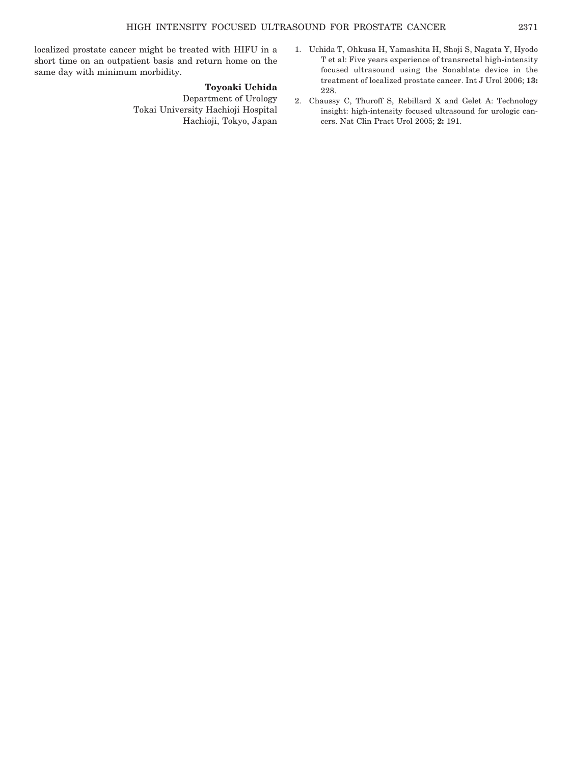localized prostate cancer might be treated with HIFU in a short time on an outpatient basis and return home on the same day with minimum morbidity.

**Toyoaki Uchida**
Department of Urology
Tokai University Hachioji Hospital
Hachioji, Tokyo, Japan

1. Uchida T, Ohkusa H, Yamashita H, Shoji S, Nagata Y, Hyodo T et al: Five years experience of transrectal high-intensity focused ultrasound using the Sonablate device in the treatment of localized prostate cancer. Int J Urol 2006; **13:** 228.
2. Chaussy C, Thuroff S, Rebillard X and Gelet A: Technology insight: high-intensity focused ultrasound for urologic cancers. Nat Clin Pract Urol 2005; **2:** 191.